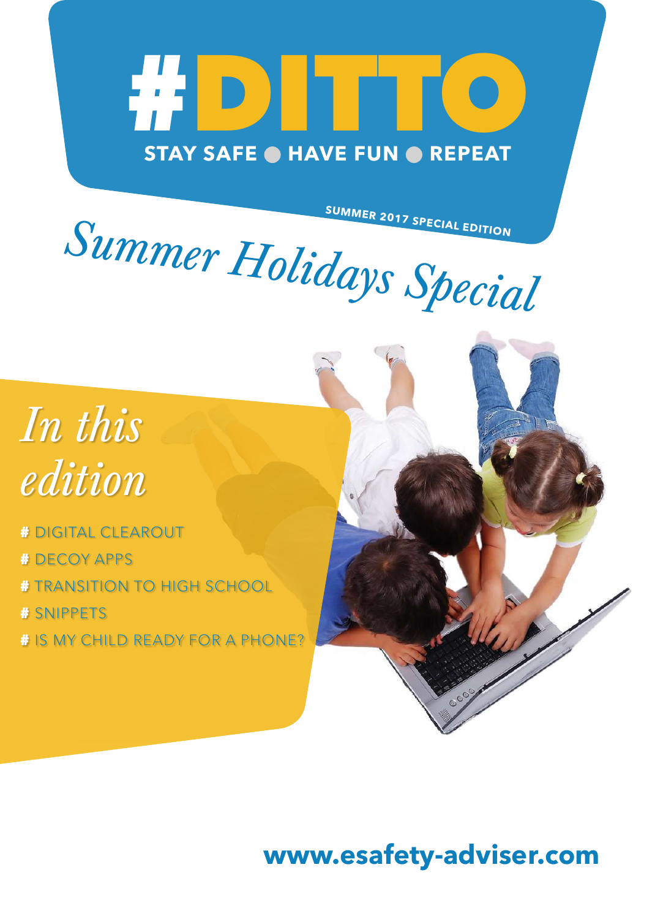# #DITTO

**STAY SAFE ● HAVE FUN ● REPEAT**

**SUMMER 2017 SPECIAL EDITION**

*Summer Holidays Special*

## *In this edition*

- # DIGITAL CLEAROUT
- # DECOY APPS
- # TRANSITION TO HIGH SCHOOL
- # SNIPPETS
- # IS MY CHILD READY FOR A PHONE?

**www.esafety-adviser.com**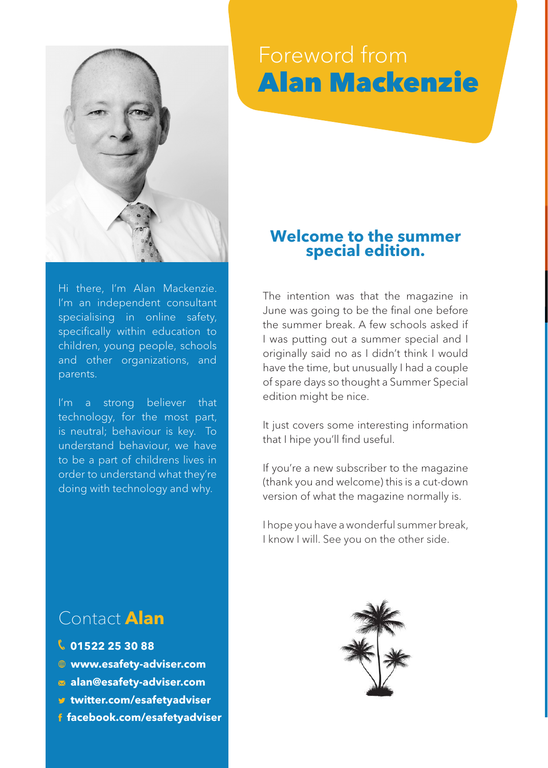# Foreword from **Alan Mackenzie**

Hi there, I'm Alan Mackenzie. I'm an independent consultant specialising in online safety, specifically within education to children, young people, schools and other organizations, and parents.

I'm a strong believer that technology, for the most part, is neutral; behaviour is key. To understand behaviour, we have to be a part of childrens lives in order to understand what they're doing with technology and why.

## Contact **Alan**

- **01522 25 30 88**
- **www.esafety-adviser.com**
- **alan@esafety-adviser.com**
- **twitter.com/esafetyadviser**
- **facebook.com/esafetyadviser**

## Welcome to the summer special edition.

The intention was that the magazine in June was going to be the final one before the summer break. A few schools asked if I was putting out a summer special and I originally said no as I didn't think I would have the time, but unusually I had a couple of spare days so thought a Summer Special edition might be nice.

It just covers some interesting information that I hipe you'll find useful.

If you're a new subscriber to the magazine (thank you and welcome) this is a cut-down version of what the magazine normally is.

I hope you have a wonderful summer break, I know I will. See you on the other side.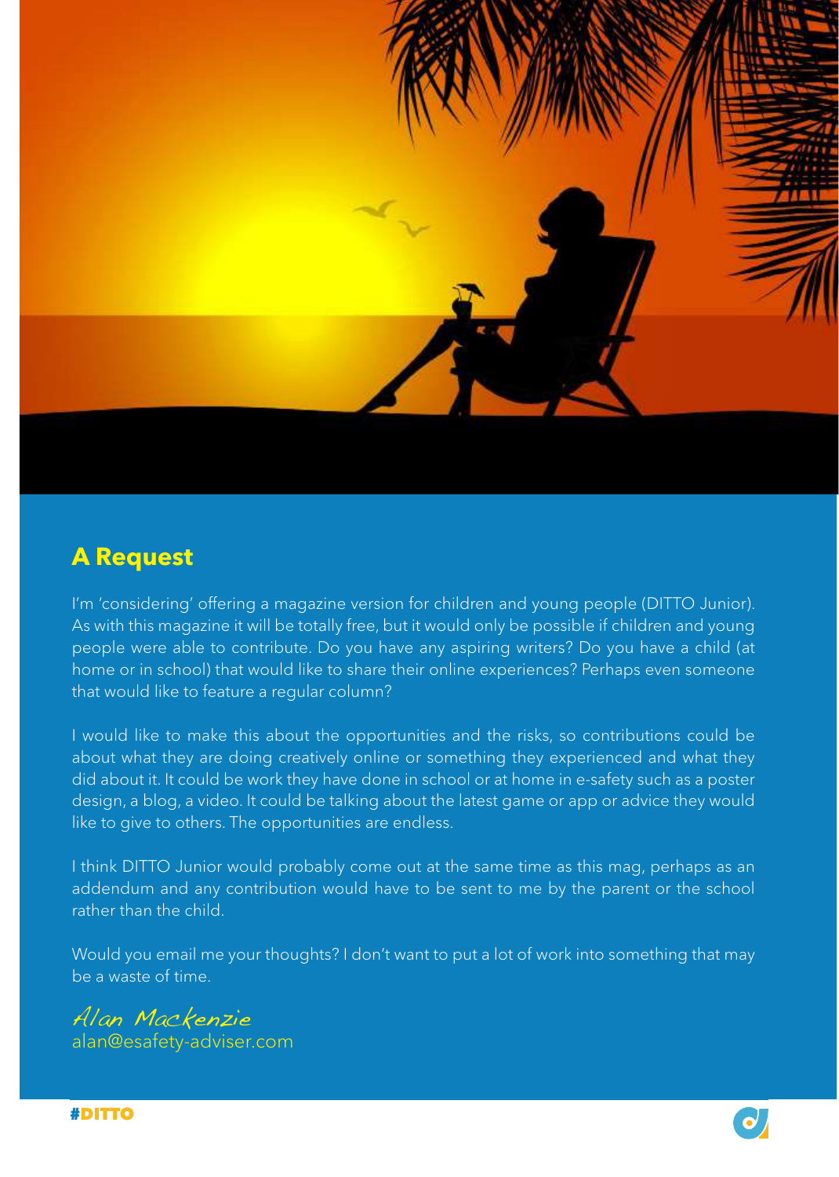## A Request

I'm 'considering' offering a magazine version for children and young people (DITTO Junior). As with this magazine it will be totally free, but it would only be possible if children and young people were able to contribute. Do you have any aspiring writers? Do you have a child (at home or in school) that would like to share their online experiences? Perhaps even someone that would like to feature a regular column?

I would like to make this about the opportunities and the risks, so contributions could be about what they are doing creatively online or something they experienced and what they did about it. It could be work they have done in school or at home in e-safety such as a poster design, a blog, a video. It could be talking about the latest game or app or advice they would like to give to others. The opportunities are endless.

I think DITTO Junior would probably come out at the same time as this mag, perhaps as an addendum and any contribution would have to be sent to me by the parent or the school rather than the child.

Would you email me your thoughts? I don't want to put a lot of work into something that may be a waste of time.

*Alan Mackenzie*
alan@esafety-adviser.com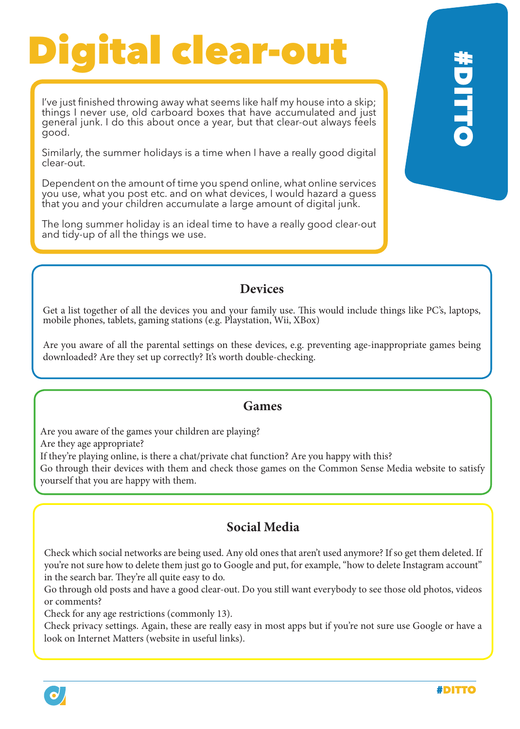# Digital clear-out

I've just finished throwing away what seems like half my house into a skip; things I never use, old carboard boxes that have accumulated and just general junk. I do this about once a year, but that clear-out always feels good.

Similarly, the summer holidays is a time when I have a really good digital clear-out.

Dependent on the amount of time you spend online, what online services you use, what you post etc. and on what devices, I would hazard a guess that you and your children accumulate a large amount of digital junk.

The long summer holiday is an ideal time to have a really good clear-out and tidy-up of all the things we use.

#DITTO

## Devices

Get a list together of all the devices you and your family use. This would include things like PC's, laptops, mobile phones, tablets, gaming stations (e.g. Playstation, Wii, XBox)

Are you aware of all the parental settings on these devices, e.g. preventing age-inappropriate games being downloaded? Are they set up correctly? It's worth double-checking.

## Games

Are you aware of the games your children are playing?
Are they age appropriate?
If they're playing online, is there a chat/private chat function? Are you happy with this?
Go through their devices with them and check those games on the Common Sense Media website to satisfy yourself that you are happy with them.

## Social Media

Check which social networks are being used. Any old ones that aren't used anymore? If so get them deleted. If you're not sure how to delete them just go to Google and put, for example, "how to delete Instagram account" in the search bar. They're all quite easy to do.
Go through old posts and have a good clear-out. Do you still want everybody to see those old photos, videos or comments?
Check for any age restrictions (commonly 13).
Check privacy settings. Again, these are really easy in most apps but if you're not sure use Google or have a look on Internet Matters (website in useful links).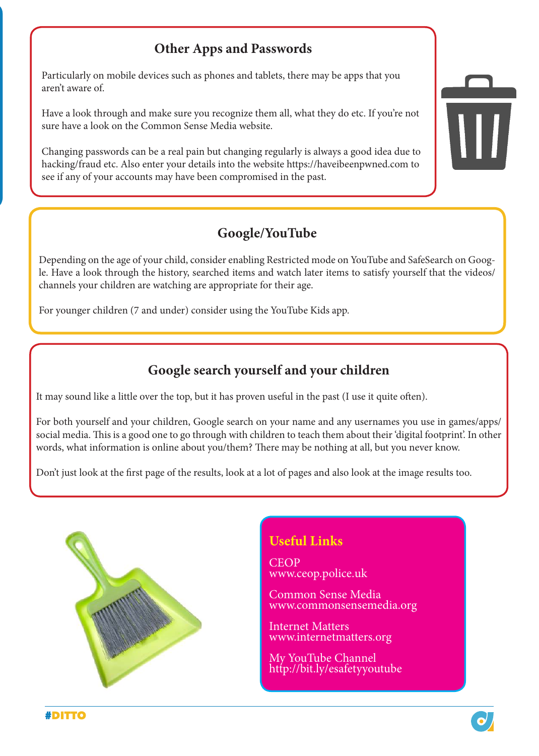## Other Apps and Passwords

Particularly on mobile devices such as phones and tablets, there may be apps that you aren't aware of.

Have a look through and make sure you recognize them all, what they do etc. If you're not sure have a look on the Common Sense Media website.

Changing passwords can be a real pain but changing regularly is always a good idea due to hacking/fraud etc. Also enter your details into the website https://haveibeenpwned.com to see if any of your accounts may have been compromised in the past.

## Google/YouTube

Depending on the age of your child, consider enabling Restricted mode on YouTube and SafeSearch on Google. Have a look through the history, searched items and watch later items to satisfy yourself that the videos/channels your children are watching are appropriate for their age.

For younger children (7 and under) consider using the YouTube Kids app.

## Google search yourself and your children

It may sound like a little over the top, but it has proven useful in the past (I use it quite often).

For both yourself and your children, Google search on your name and any usernames you use in games/apps/social media. This is a good one to go through with children to teach them about their 'digital footprint'. In other words, what information is online about you/them? There may be nothing at all, but you never know.

Don't just look at the first page of the results, look at a lot of pages and also look at the image results too.

### Useful Links

CEOP
www.ceop.police.uk

Common Sense Media
www.commonsensemedia.org

Internet Matters
www.internetmatters.org

My YouTube Channel
http://bit.ly/esafetyyoutube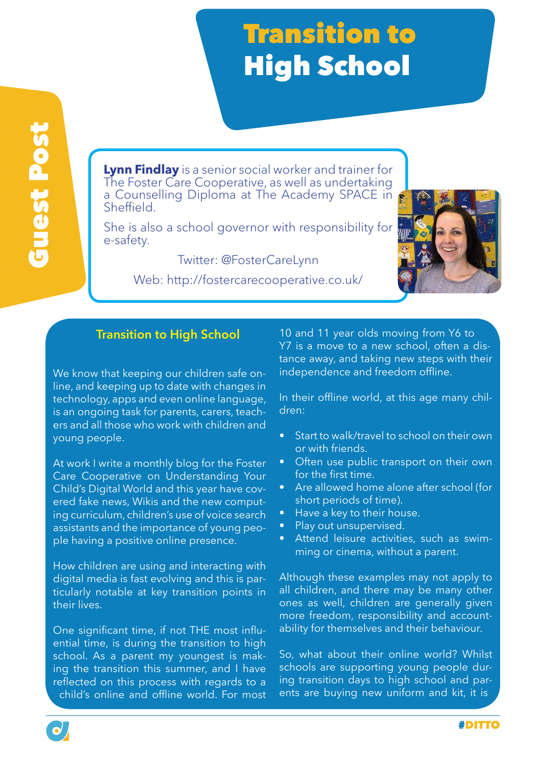# Transition to High School

Guest Post

**Lynn Findlay** is a senior social worker and trainer for The Foster Care Cooperative, as well as undertaking a Counselling Diploma at The Academy SPACE in Sheffield.

She is also a school governor with responsibility for e-safety.

Twitter: @FosterCareLynn

Web: http://fostercarecooperative.co.uk/

## Transition to High School

We know that keeping our children safe online, and keeping up to date with changes in technology, apps and even online language, is an ongoing task for parents, carers, teachers and all those who work with children and young people.

At work I write a monthly blog for the Foster Care Cooperative on Understanding Your Child's Digital World and this year have covered fake news, Wikis and the new computing curriculum, children's use of voice search assistants and the importance of young people having a positive online presence.

How children are using and interacting with digital media is fast evolving and this is particularly notable at key transition points in their lives.

One significant time, if not THE most influential time, is during the transition to high school. As a parent my youngest is making the transition this summer, and I have reflected on this process with regards to a child's online and offline world. For most 10 and 11 year olds moving from Y6 to Y7 is a move to a new school, often a distance away, and taking new steps with their independence and freedom offline.

In their offline world, at this age many children:

- Start to walk/travel to school on their own or with friends.
- Often use public transport on their own for the first time.
- Are allowed home alone after school (for short periods of time).
- Have a key to their house.
- Play out unsupervised.
- Attend leisure activities, such as swimming or cinema, without a parent.

Although these examples may not apply to all children, and there may be many other ones as well, children are generally given more freedom, responsibility and accountability for themselves and their behaviour.

So, what about their online world? Whilst schools are supporting young people during transition days to high school and parents are buying new uniform and kit, it is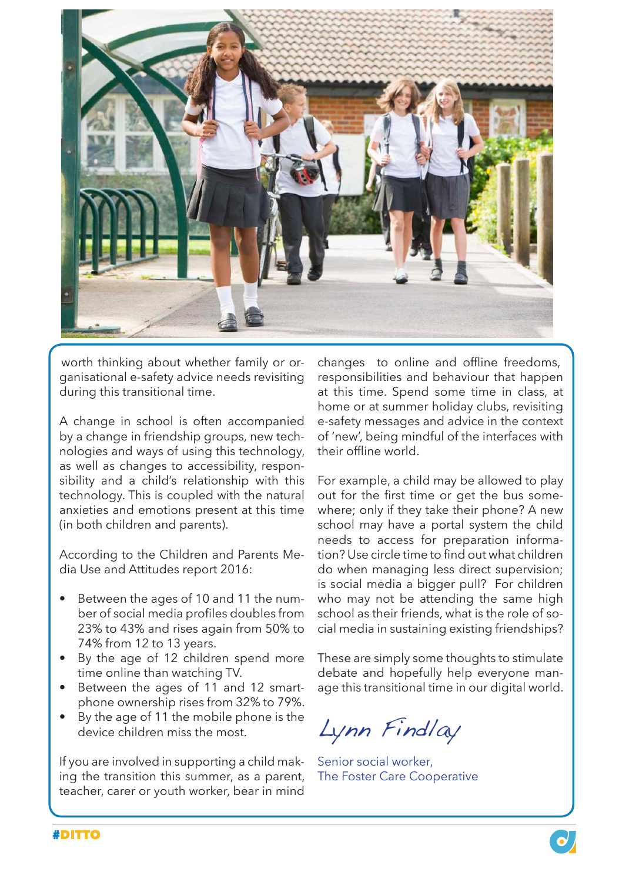worth thinking about whether family or organisational e-safety advice needs revisiting during this transitional time.

A change in school is often accompanied by a change in friendship groups, new technologies and ways of using this technology, as well as changes to accessibility, responsibility and a child's relationship with this technology. This is coupled with the natural anxieties and emotions present at this time (in both children and parents).

According to the Children and Parents Media Use and Attitudes report 2016:

- Between the ages of 10 and 11 the number of social media profiles doubles from 23% to 43% and rises again from 50% to 74% from 12 to 13 years.
- By the age of 12 children spend more time online than watching TV.
- Between the ages of 11 and 12 smartphone ownership rises from 32% to 79%.
- By the age of 11 the mobile phone is the device children miss the most.

If you are involved in supporting a child making the transition this summer, as a parent, teacher, carer or youth worker, bear in mind changes to online and offline freedoms, responsibilities and behaviour that happen at this time. Spend some time in class, at home or at summer holiday clubs, revisiting e-safety messages and advice in the context of 'new', being mindful of the interfaces with their offline world.

For example, a child may be allowed to play out for the first time or get the bus somewhere; only if they take their phone? A new school may have a portal system the child needs to access for preparation information? Use circle time to find out what children do when managing less direct supervision; is social media a bigger pull? For children who may not be attending the same high school as their friends, what is the role of social media in sustaining existing friendships?

These are simply some thoughts to stimulate debate and hopefully help everyone manage this transitional time in our digital world.

*Lynn Findlay*

Senior social worker,
The Foster Care Cooperative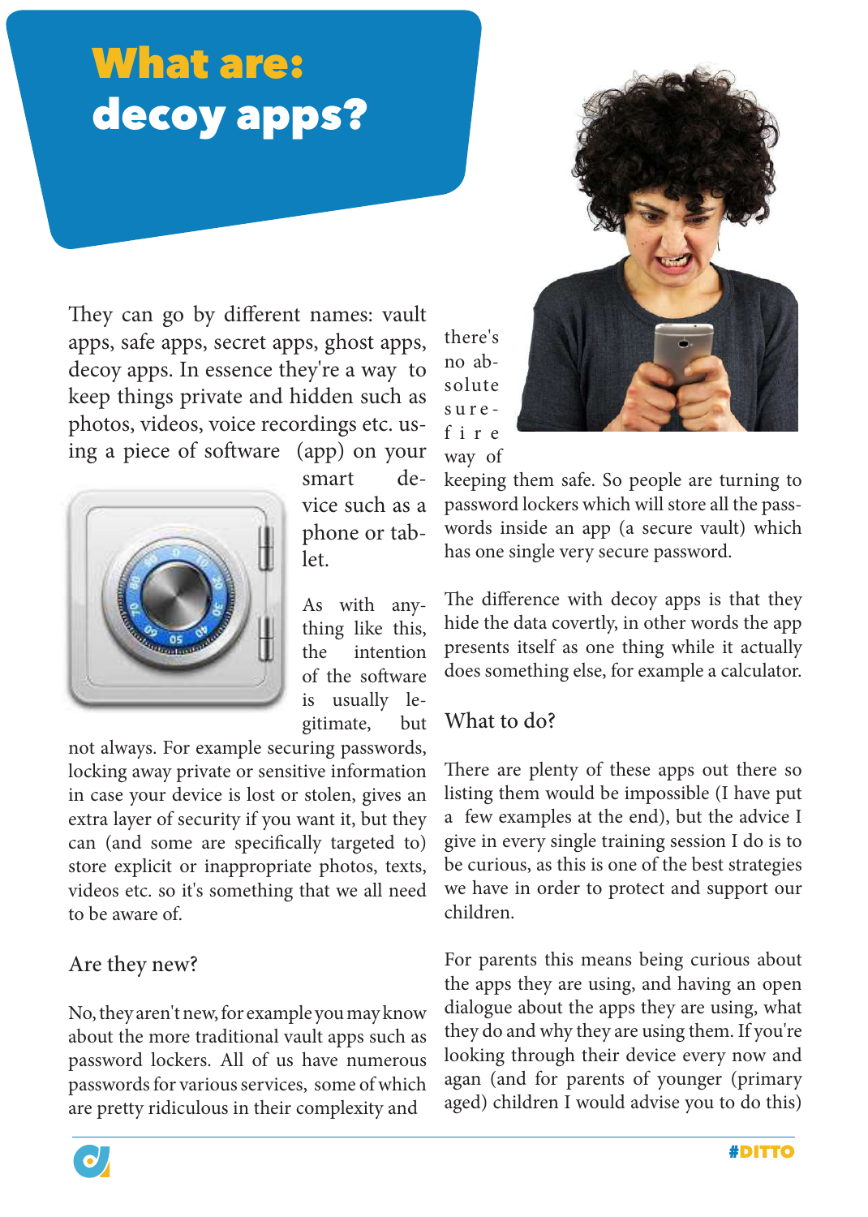# What are: decoy apps?

They can go by different names: vault apps, safe apps, secret apps, ghost apps, decoy apps. In essence they're a way to keep things private and hidden such as photos, videos, voice recordings etc. using a piece of software (app) on your smart device such as a phone or tablet.

As with anything like this, the intention of the software is usually legitimate, but not always. For example securing passwords, locking away private or sensitive information in case your device is lost or stolen, gives an extra layer of security if you want it, but they can (and some are specifically targeted to) store explicit or inappropriate photos, texts, videos etc. so it's something that we all need to be aware of.

## Are they new?

No, they aren't new, for example you may know about the more traditional vault apps such as password lockers. All of us have numerous passwords for various services, some of which are pretty ridiculous in their complexity and there's no absolute sure-fire way of keeping them safe. So people are turning to password lockers which will store all the passwords inside an app (a secure vault) which has one single very secure password.

The difference with decoy apps is that they hide the data covertly, in other words the app presents itself as one thing while it actually does something else, for example a calculator.

## What to do?

There are plenty of these apps out there so listing them would be impossible (I have put a few examples at the end), but the advice I give in every single training session I do is to be curious, as this is one of the best strategies we have in order to protect and support our children.

For parents this means being curious about the apps they are using, and having an open dialogue about the apps they are using, what they do and why they are using them. If you're looking through their device every now and agan (and for parents of younger (primary aged) children I would advise you to do this)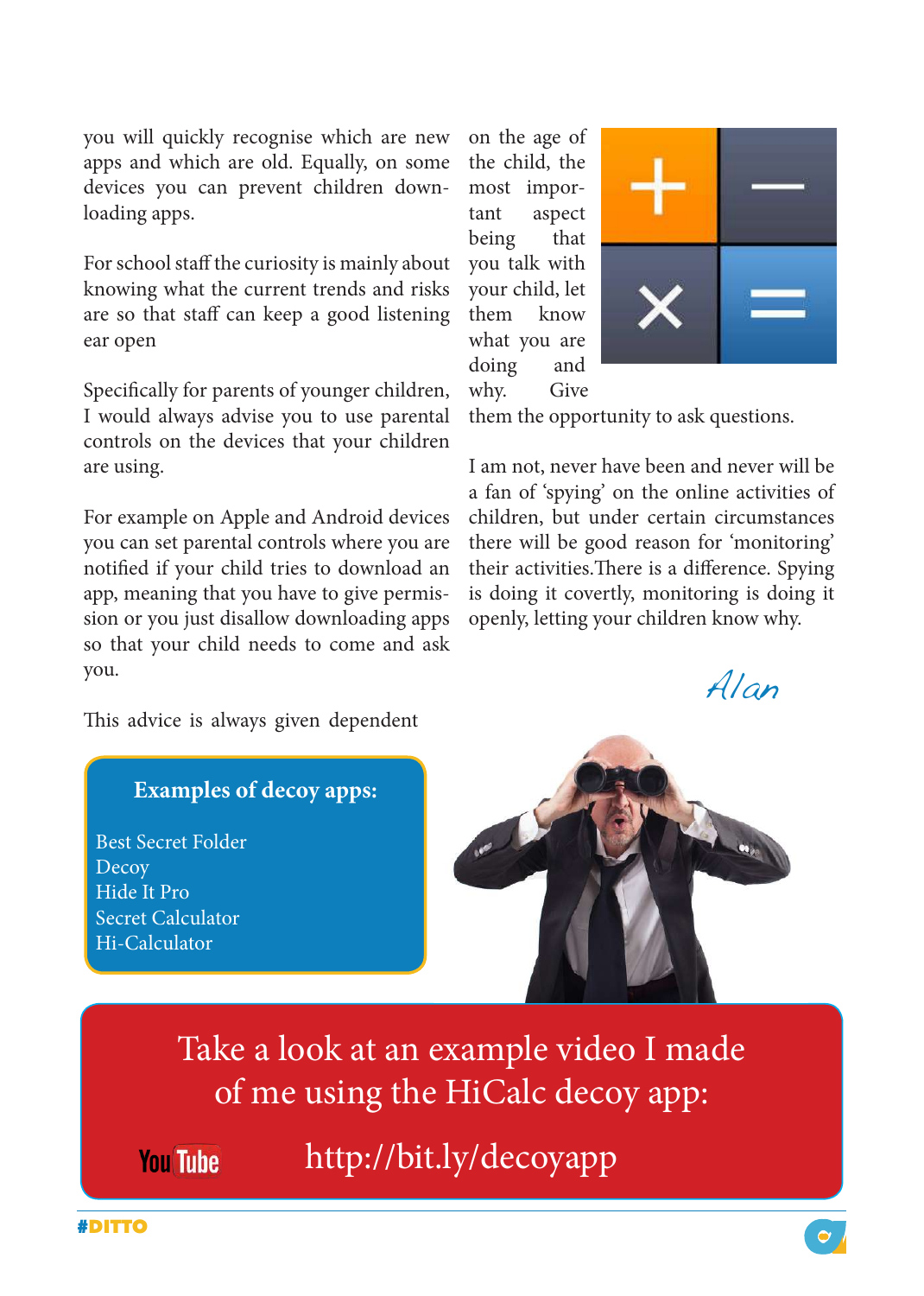you will quickly recognise which are new apps and which are old. Equally, on some devices you can prevent children downloading apps.

For school staff the curiosity is mainly about knowing what the current trends and risks are so that staff can keep a good listening ear open

Specifically for parents of younger children, I would always advise you to use parental controls on the devices that your children are using.

For example on Apple and Android devices you can set parental controls where you are notified if your child tries to download an app, meaning that you have to give permission or you just disallow downloading apps so that your child needs to come and ask you.

This advice is always given dependent on the age of the child, the most important aspect being that you talk with your child, let them know what you are doing and why. Give them the opportunity to ask questions.

I am not, never have been and never will be a fan of 'spying' on the online activities of children, but under certain circumstances there will be good reason for 'monitoring' their activities.There is a difference. Spying is doing it covertly, monitoring is doing it openly, letting your children know why.

*Alan*

**Examples of decoy apps:**

Best Secret Folder
Decoy
Hide It Pro
Secret Calculator
Hi-Calculator

Take a look at an example video I made of me using the HiCalc decoy app:

YouTube http://bit.ly/decoyapp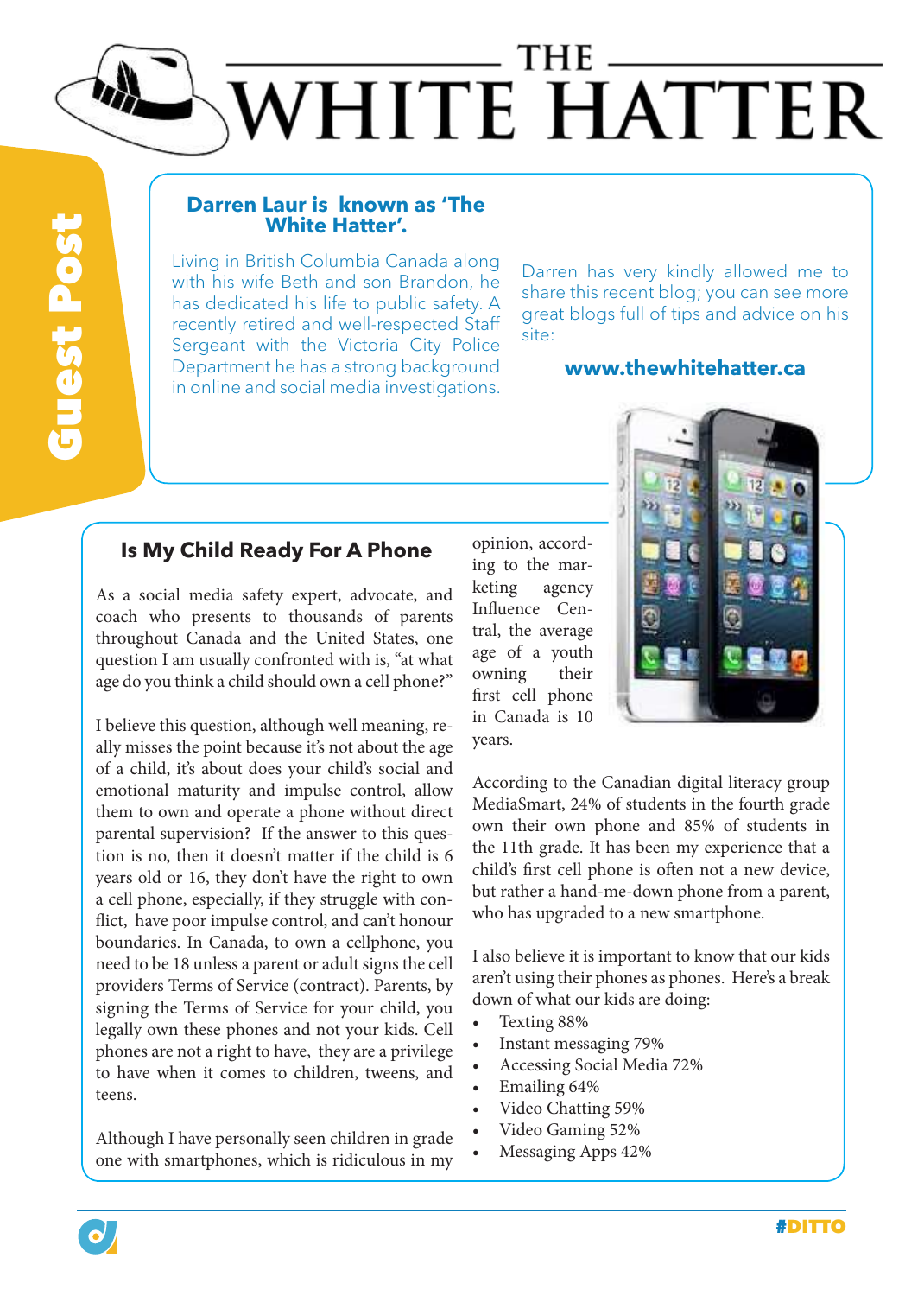# THE WHITE HATTER

**Guest Post**

## Darren Laur is known as 'The White Hatter'.

Living in British Columbia Canada along with his wife Beth and son Brandon, he has dedicated his life to public safety. A recently retired and well-respected Staff Sergeant with the Victoria City Police Department he has a strong background in online and social media investigations.

Darren has very kindly allowed me to share this recent blog; you can see more great blogs full of tips and advice on his site:

**www.thewhitehatter.ca**

## Is My Child Ready For A Phone

As a social media safety expert, advocate, and coach who presents to thousands of parents throughout Canada and the United States, one question I am usually confronted with is, "at what age do you think a child should own a cell phone?"

I believe this question, although well meaning, really misses the point because it's not about the age of a child, it's about does your child's social and emotional maturity and impulse control, allow them to own and operate a phone without direct parental supervision? If the answer to this question is no, then it doesn't matter if the child is 6 years old or 16, they don't have the right to own a cell phone, especially, if they struggle with conflict, have poor impulse control, and can't honour boundaries. In Canada, to own a cellphone, you need to be 18 unless a parent or adult signs the cell providers Terms of Service (contract). Parents, by signing the Terms of Service for your child, you legally own these phones and not your kids. Cell phones are not a right to have, they are a privilege to have when it comes to children, tweens, and teens.

Although I have personally seen children in grade one with smartphones, which is ridiculous in my opinion, according to the marketing agency Influence Central, the average age of a youth owning their first cell phone in Canada is 10 years.

According to the Canadian digital literacy group MediaSmart, 24% of students in the fourth grade own their own phone and 85% of students in the 11th grade. It has been my experience that a child's first cell phone is often not a new device, but rather a hand-me-down phone from a parent, who has upgraded to a new smartphone.

I also believe it is important to know that our kids aren't using their phones as phones. Here's a break down of what our kids are doing:

- Texting 88%
- Instant messaging 79%
- Accessing Social Media 72%
- Emailing 64%
- Video Chatting 59%
- Video Gaming 52%
- Messaging Apps 42%

#DITTO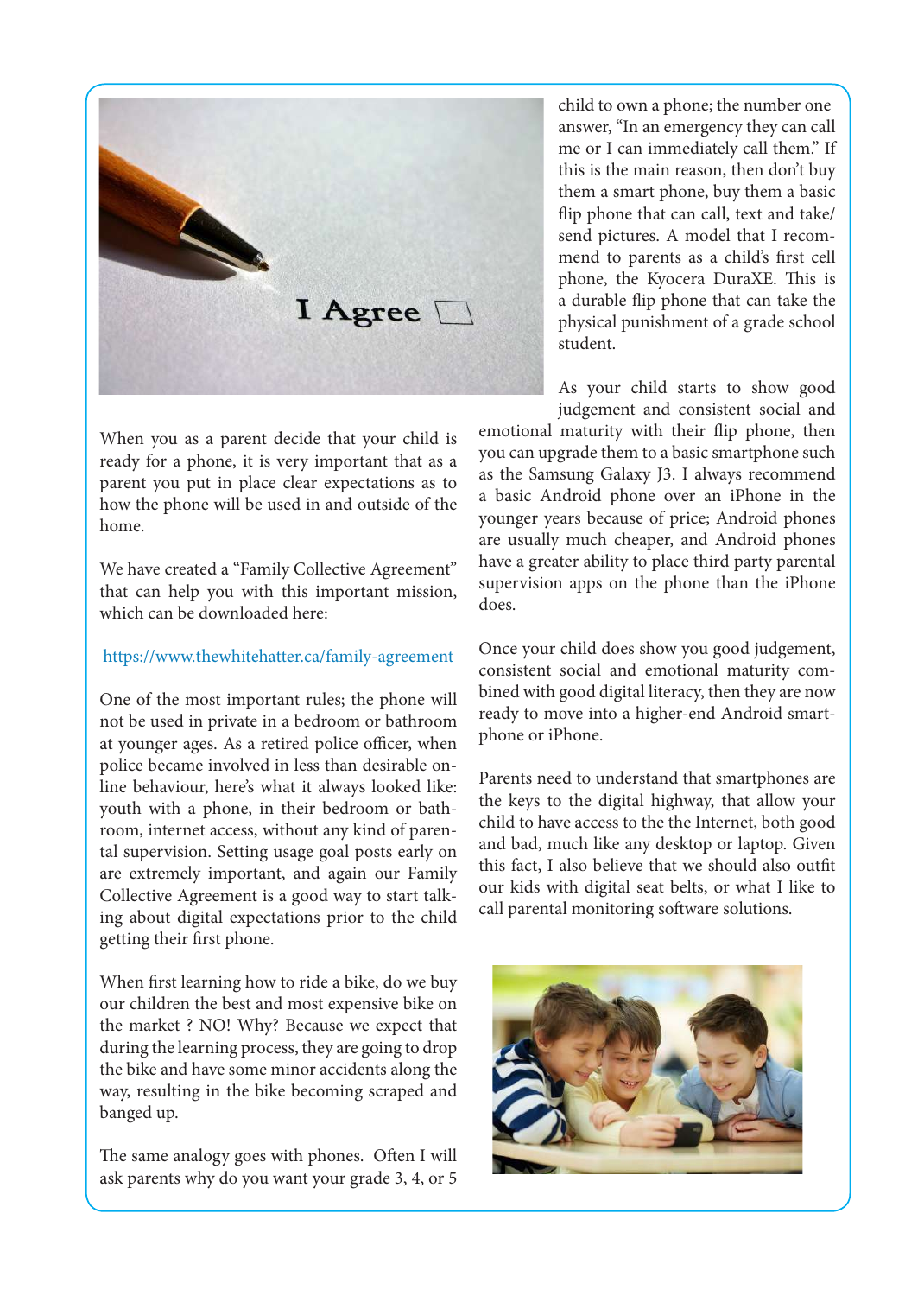When you as a parent decide that your child is ready for a phone, it is very important that as a parent you put in place clear expectations as to how the phone will be used in and outside of the home.

We have created a "Family Collective Agreement" that can help you with this important mission, which can be downloaded here:

https://www.thewhitehatter.ca/family-agreement

One of the most important rules; the phone will not be used in private in a bedroom or bathroom at younger ages. As a retired police officer, when police became involved in less than desirable online behaviour, here's what it always looked like: youth with a phone, in their bedroom or bathroom, internet access, without any kind of parental supervision. Setting usage goal posts early on are extremely important, and again our Family Collective Agreement is a good way to start talking about digital expectations prior to the child getting their first phone.

When first learning how to ride a bike, do we buy our children the best and most expensive bike on the market ? NO! Why? Because we expect that during the learning process, they are going to drop the bike and have some minor accidents along the way, resulting in the bike becoming scraped and banged up.

The same analogy goes with phones. Often I will ask parents why do you want your grade 3, 4, or 5 child to own a phone; the number one answer, "In an emergency they can call me or I can immediately call them." If this is the main reason, then don't buy them a smart phone, buy them a basic flip phone that can call, text and take/send pictures. A model that I recommend to parents as a child's first cell phone, the Kyocera DuraXE. This is a durable flip phone that can take the physical punishment of a grade school student.

As your child starts to show good judgement and consistent social and emotional maturity with their flip phone, then you can upgrade them to a basic smartphone such as the Samsung Galaxy J3. I always recommend a basic Android phone over an iPhone in the younger years because of price; Android phones are usually much cheaper, and Android phones have a greater ability to place third party parental supervision apps on the phone than the iPhone does.

Once your child does show you good judgement, consistent social and emotional maturity combined with good digital literacy, then they are now ready to move into a higher-end Android smartphone or iPhone.

Parents need to understand that smartphones are the keys to the digital highway, that allow your child to have access to the the Internet, both good and bad, much like any desktop or laptop. Given this fact, I also believe that we should also outfit our kids with digital seat belts, or what I like to call parental monitoring software solutions.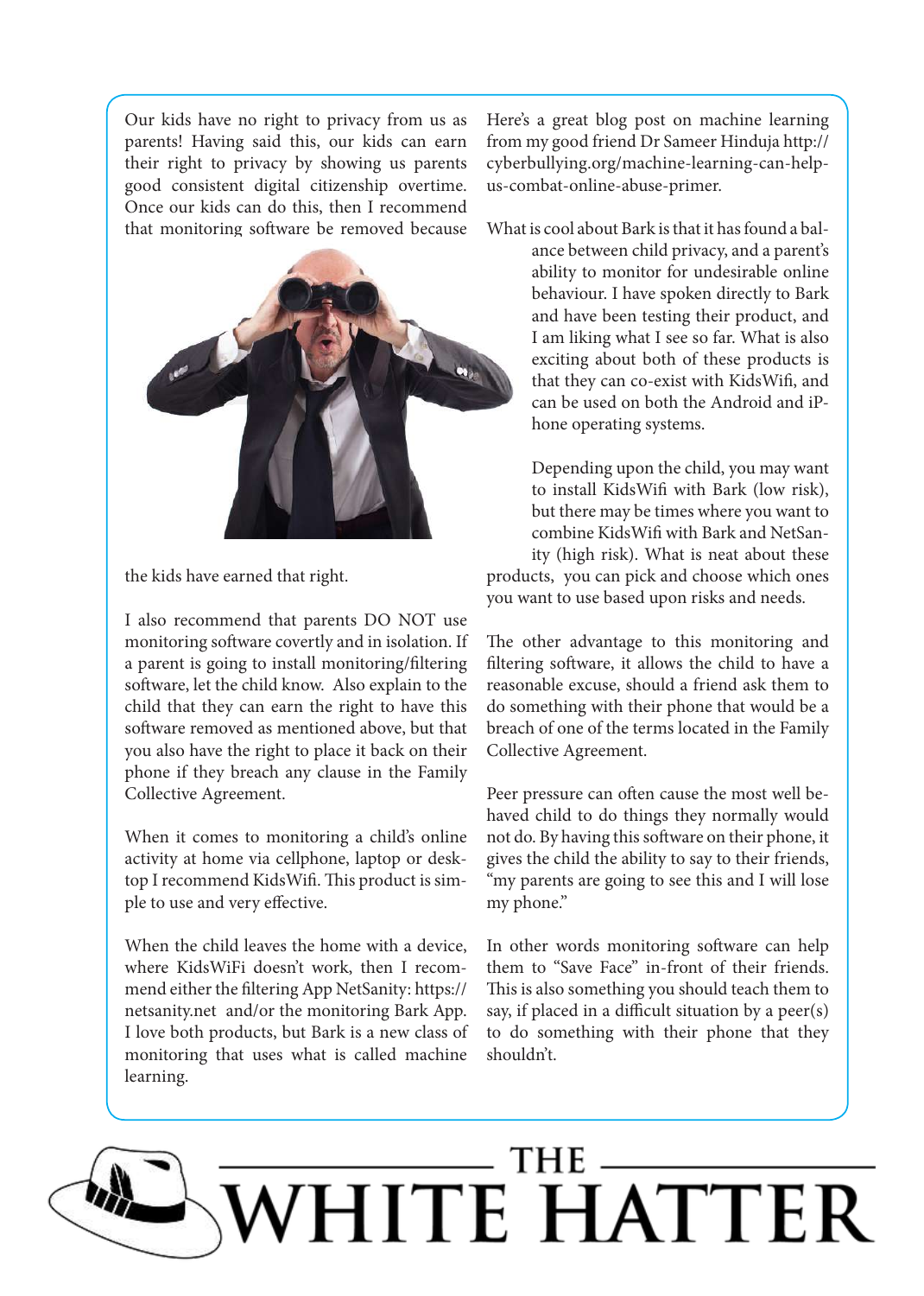Our kids have no right to privacy from us as parents! Having said this, our kids can earn their right to privacy by showing us parents good consistent digital citizenship overtime. Once our kids can do this, then I recommend that monitoring software be removed because the kids have earned that right.

I also recommend that parents DO NOT use monitoring software covertly and in isolation. If a parent is going to install monitoring/filtering software, let the child know. Also explain to the child that they can earn the right to have this software removed as mentioned above, but that you also have the right to place it back on their phone if they breach any clause in the Family Collective Agreement.

When it comes to monitoring a child's online activity at home via cellphone, laptop or desktop I recommend KidsWifi. This product is simple to use and very effective.

When the child leaves the home with a device, where KidsWiFi doesn't work, then I recommend either the filtering App NetSanity: https://netsanity.net and/or the monitoring Bark App. I love both products, but Bark is a new class of monitoring that uses what is called machine learning.

Here's a great blog post on machine learning from my good friend Dr Sameer Hinduja http://cyberbullying.org/machine-learning-can-help-us-combat-online-abuse-primer.

What is cool about Bark is that it has found a balance between child privacy, and a parent's ability to monitor for undesirable online behaviour. I have spoken directly to Bark and have been testing their product, and I am liking what I see so far. What is also exciting about both of these products is that they can co-exist with KidsWifi, and can be used on both the Android and iPhone operating systems.

Depending upon the child, you may want to install KidsWifi with Bark (low risk), but there may be times where you want to combine KidsWifi with Bark and NetSanity (high risk). What is neat about these products, you can pick and choose which ones you want to use based upon risks and needs.

The other advantage to this monitoring and filtering software, it allows the child to have a reasonable excuse, should a friend ask them to do something with their phone that would be a breach of one of the terms located in the Family Collective Agreement.

Peer pressure can often cause the most well behaved child to do things they normally would not do. By having this software on their phone, it gives the child the ability to say to their friends, "my parents are going to see this and I will lose my phone."

In other words monitoring software can help them to "Save Face" in-front of their friends. This is also something you should teach them to say, if placed in a difficult situation by a peer(s) to do something with their phone that they shouldn't.

THE WHITE HATTER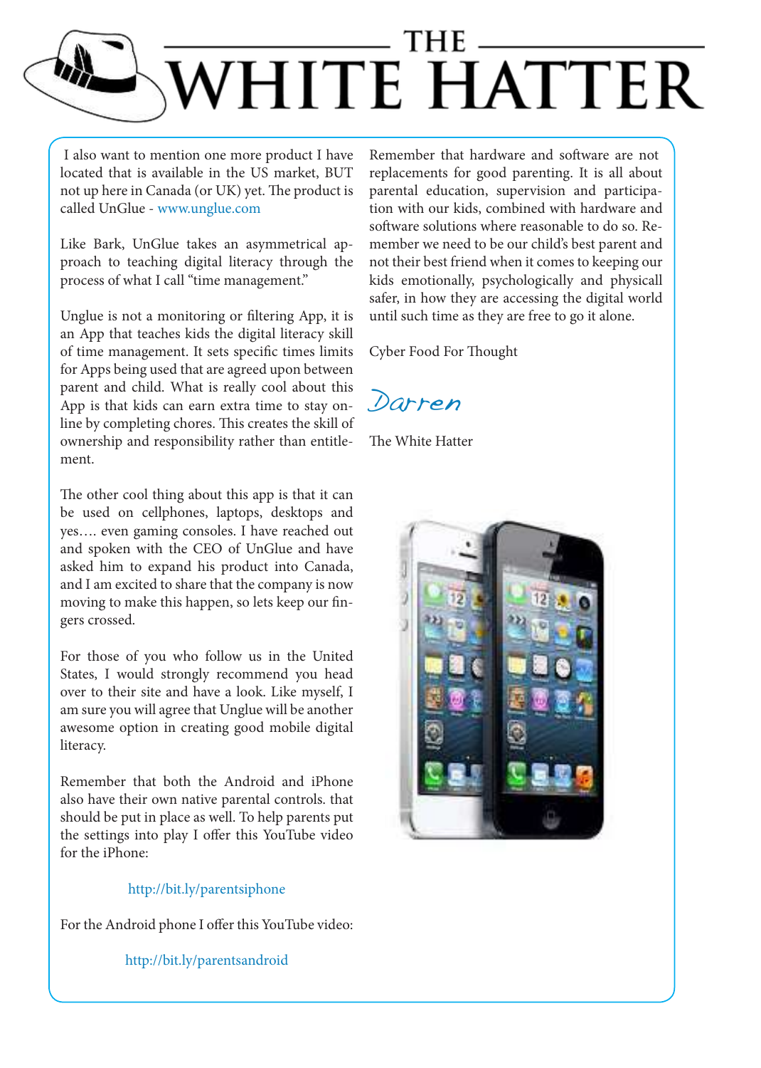I also want to mention one more product I have located that is available in the US market, BUT not up here in Canada (or UK) yet. The product is called UnGlue - www.unglue.com

Like Bark, UnGlue takes an asymmetrical approach to teaching digital literacy through the process of what I call "time management."

Unglue is not a monitoring or filtering App, it is an App that teaches kids the digital literacy skill of time management. It sets specific times limits for Apps being used that are agreed upon between parent and child. What is really cool about this App is that kids can earn extra time to stay online by completing chores. This creates the skill of ownership and responsibility rather than entitlement.

The other cool thing about this app is that it can be used on cellphones, laptops, desktops and yes…. even gaming consoles. I have reached out and spoken with the CEO of UnGlue and have asked him to expand his product into Canada, and I am excited to share that the company is now moving to make this happen, so lets keep our fingers crossed.

For those of you who follow us in the United States, I would strongly recommend you head over to their site and have a look. Like myself, I am sure you will agree that Unglue will be another awesome option in creating good mobile digital literacy.

Remember that both the Android and iPhone also have their own native parental controls. that should be put in place as well. To help parents put the settings into play I offer this YouTube video for the iPhone:

http://bit.ly/parentsiphone

For the Android phone I offer this YouTube video:

http://bit.ly/parentsandroid

Remember that hardware and software are not replacements for good parenting. It is all about parental education, supervision and participation with our kids, combined with hardware and software solutions where reasonable to do so. Remember we need to be our child's best parent and not their best friend when it comes to keeping our kids emotionally, psychologically and physicall safer, in how they are accessing the digital world until such time as they are free to go it alone.

Cyber Food For Thought

*Darren*

The White Hatter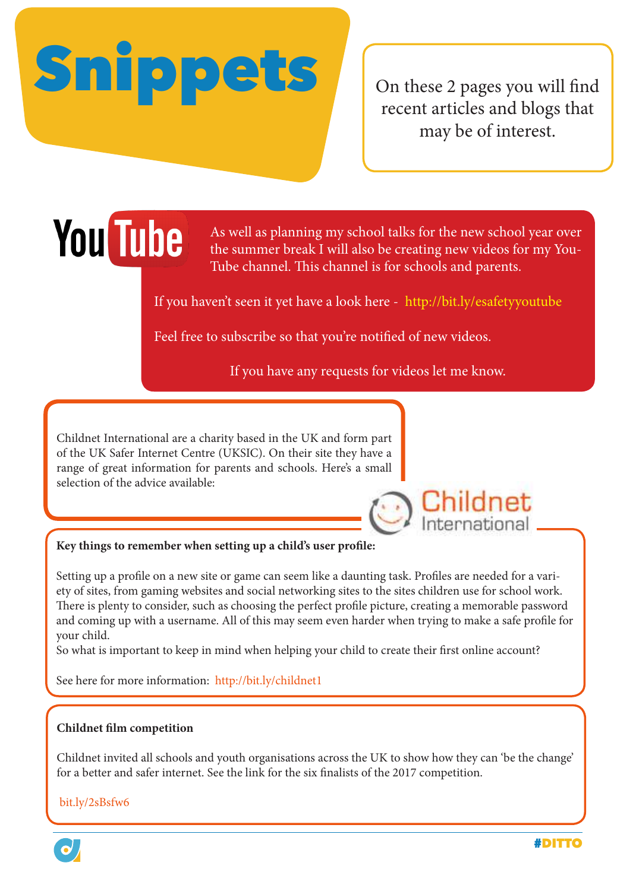# Snippets

On these 2 pages you will find recent articles and blogs that may be of interest.

YouTube

As well as planning my school talks for the new school year over the summer break I will also be creating new videos for my YouTube channel. This channel is for schools and parents.

If you haven't seen it yet have a look here - http://bit.ly/esafetyyoutube

Feel free to subscribe so that you're notified of new videos.

If you have any requests for videos let me know.

Childnet International are a charity based in the UK and form part of the UK Safer Internet Centre (UKSIC). On their site they have a range of great information for parents and schools. Here's a small selection of the advice available:

Childnet International

**Key things to remember when setting up a child's user profile:**

Setting up a profile on a new site or game can seem like a daunting task. Profiles are needed for a variety of sites, from gaming websites and social networking sites to the sites children use for school work. There is plenty to consider, such as choosing the perfect profile picture, creating a memorable password and coming up with a username. All of this may seem even harder when trying to make a safe profile for your child.
So what is important to keep in mind when helping your child to create their first online account?

See here for more information: http://bit.ly/childnet1

**Childnet film competition**

Childnet invited all schools and youth organisations across the UK to show how they can 'be the change' for a better and safer internet. See the link for the six finalists of the 2017 competition.

bit.ly/2sBsfw6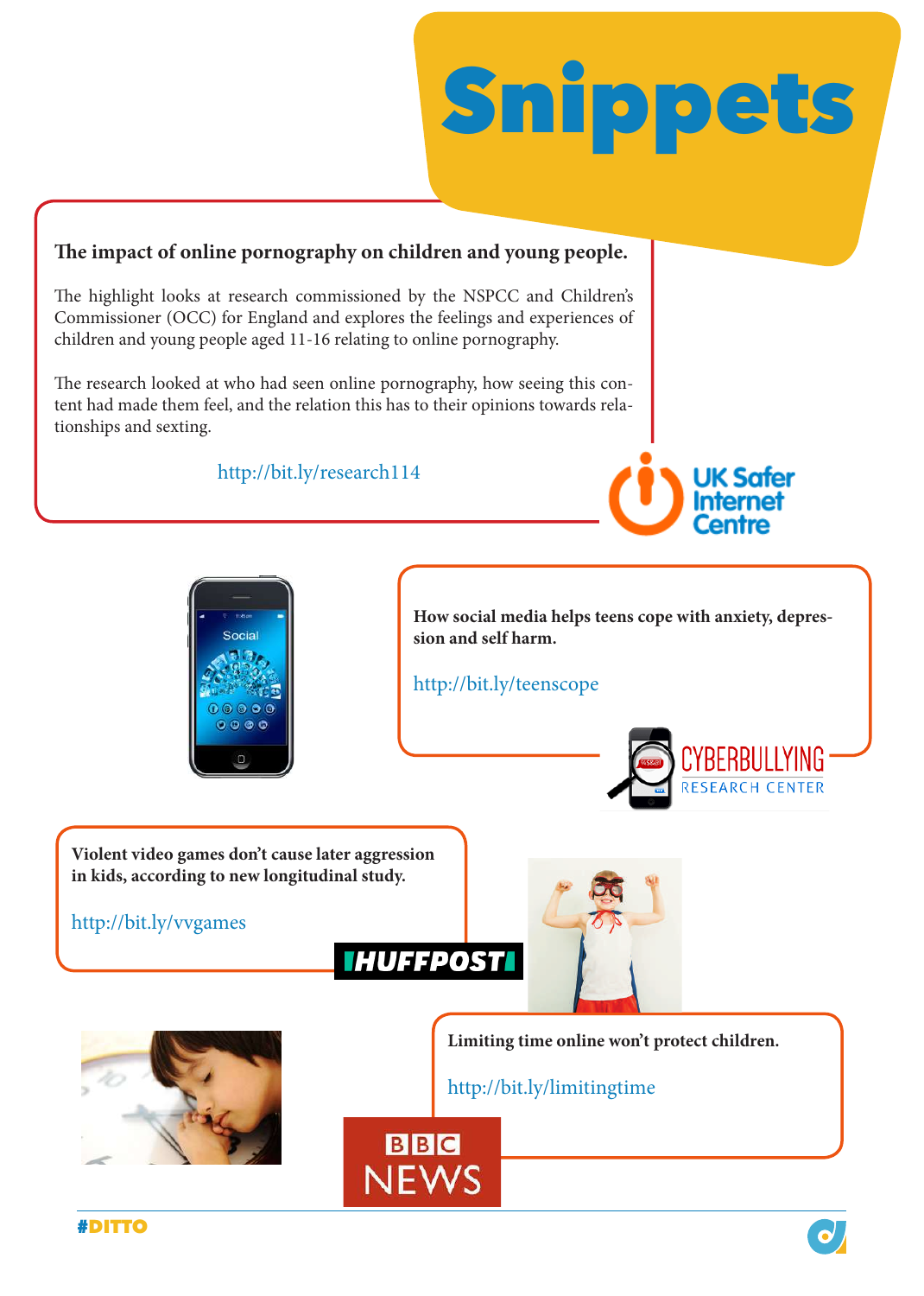# Snippets

**The impact of online pornography on children and young people.**

The highlight looks at research commissioned by the NSPCC and Children's Commissioner (OCC) for England and explores the feelings and experiences of children and young people aged 11-16 relating to online pornography.

The research looked at who had seen online pornography, how seeing this content had made them feel, and the relation this has to their opinions towards relationships and sexting.

http://bit.ly/research114

UK Safer Internet Centre

**How social media helps teens cope with anxiety, depression and self harm.**

http://bit.ly/teenscope

CYBERBULLYING RESEARCH CENTER

**Violent video games don't cause later aggression in kids, according to new longitudinal study.**

http://bit.ly/vvgames

HUFFPOST

**Limiting time online won't protect children.**

http://bit.ly/limitingtime

BBC NEWS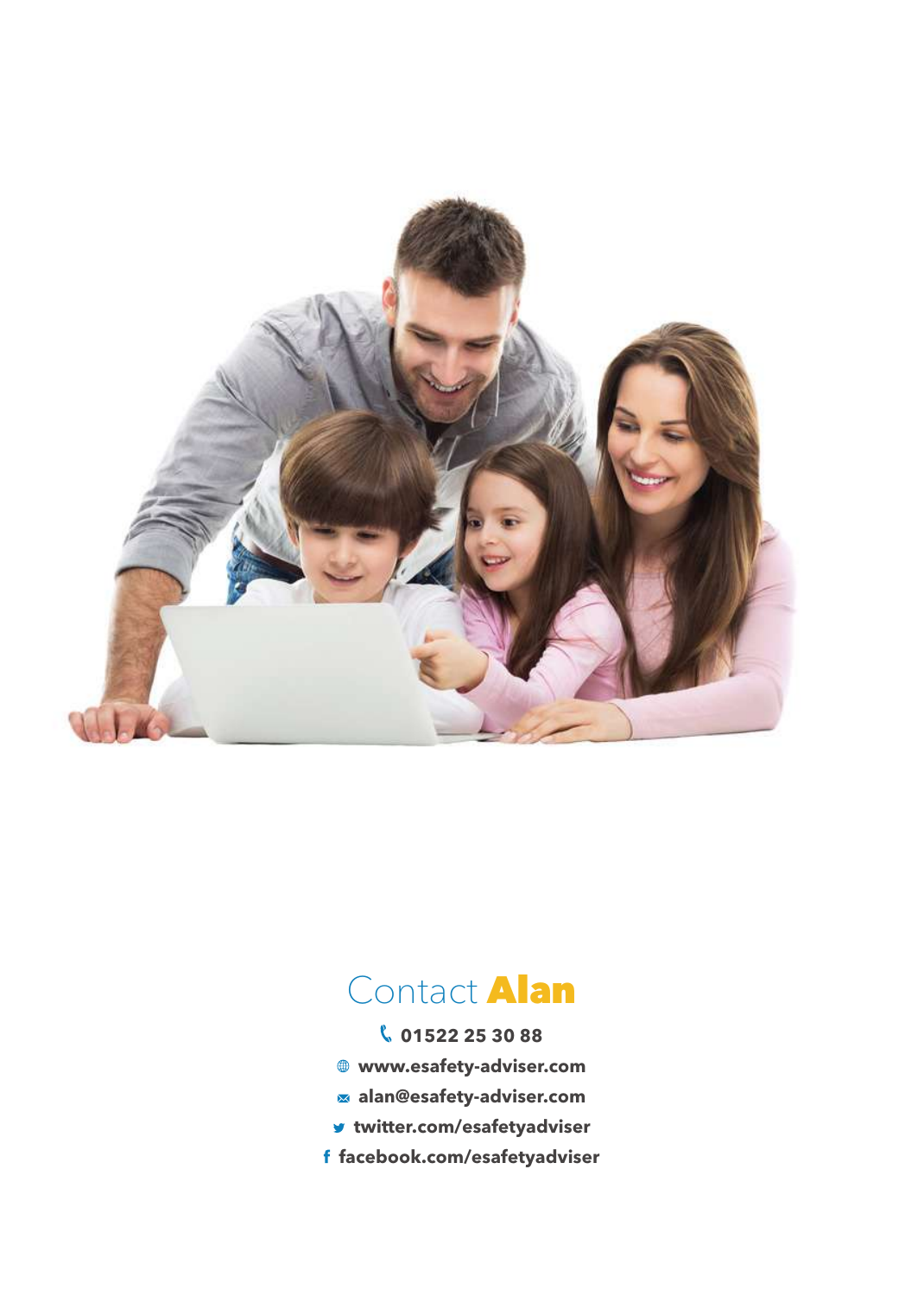## Contact **Alan**

**01522 25 30 88**

**www.esafety-adviser.com**

**alan@esafety-adviser.com**

**twitter.com/esafetyadviser**

**facebook.com/esafetyadviser**